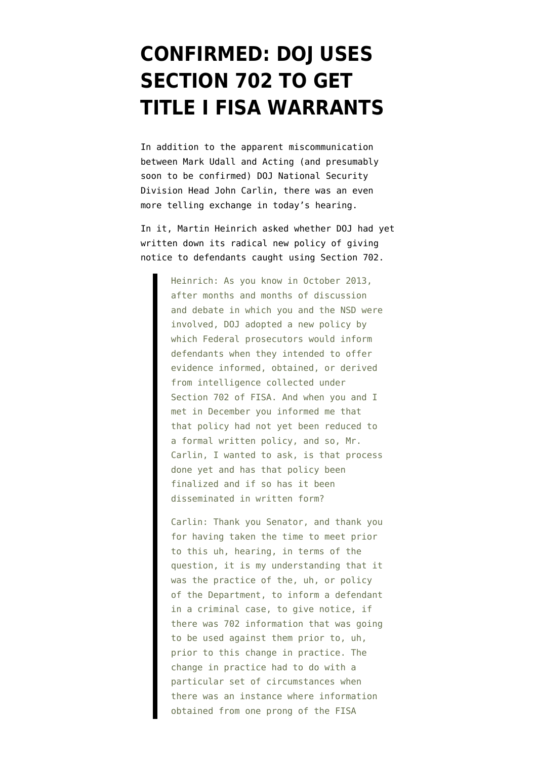# CONFIRMED: DOJ USES SECTION 702 TO GET TITLE I FISA WARRANTS

In addition to the apparent miscommunication between Mark Udall and Acting (and presumably soon to be confirmed) DOJ National Security Division Head John Carlin, there was an even more telling exchange in today's hearing.

In it, Martin Heinrich asked whether DOJ had yet written down its radical new policy of giving notice to defendants caught using Section 702.

> Heinrich: As you know in October 2013, after months and months of discussion and debate in which you and the NSD were involved, DOJ adopted a new policy by which Federal prosecutors would inform defendants when they intended to offer evidence informed, obtained, or derived from intelligence collected under Section 702 of FISA. And when you and I met in December you informed me that that policy had not yet been reduced to a formal written policy, and so, Mr. Carlin, I wanted to ask, is that process done yet and has that policy been finalized and if so has it been disseminated in written form?
>
> Carlin: Thank you Senator, and thank you for having taken the time to meet prior to this uh, hearing, in terms of the question, it is my understanding that it was the practice of the, uh, or policy of the Department, to inform a defendant in a criminal case, to give notice, if there was 702 information that was going to be used against them prior to, uh, prior to this change in practice. The change in practice had to do with a particular set of circumstances when there was an instance where information obtained from one prong of the FISA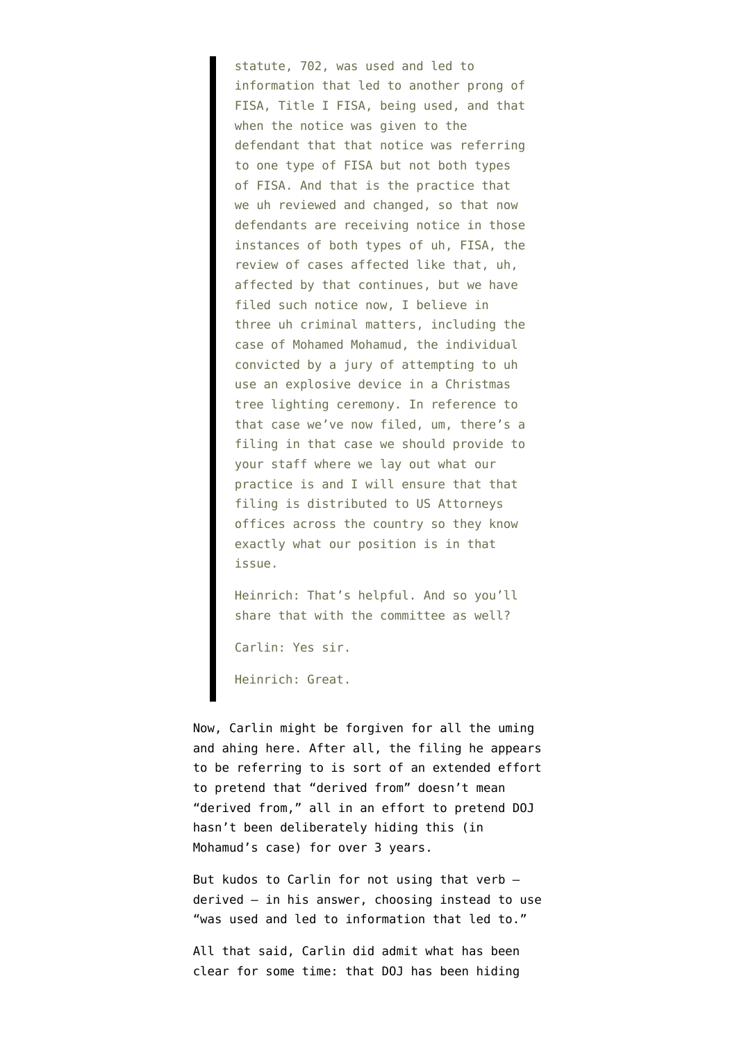> statute, 702, was used and led to information that led to another prong of FISA, Title I FISA, being used, and that when the notice was given to the defendant that that notice was referring to one type of FISA but not both types of FISA. And that is the practice that we uh reviewed and changed, so that now defendants are receiving notice in those instances of both types of uh, FISA, the review of cases affected like that, uh, affected by that continues, but we have filed such notice now, I believe in three uh criminal matters, including the case of Mohamed Mohamud, the individual convicted by a jury of attempting to uh use an explosive device in a Christmas tree lighting ceremony. In reference to that case we've now filed, um, there's a filing in that case we should provide to your staff where we lay out what our practice is and I will ensure that that filing is distributed to US Attorneys offices across the country so they know exactly what our position is in that issue.
>
> Heinrich: That's helpful. And so you'll share that with the committee as well?
>
> Carlin: Yes sir.
>
> Heinrich: Great.

Now, Carlin might be forgiven for all the uming and ahing here. After all, the filing he appears to be referring to is sort of an extended effort to pretend that "derived from" doesn't mean "derived from," all in an effort to pretend DOJ hasn't been deliberately hiding this (in Mohamud's case) for over 3 years.

But kudos to Carlin for not using that verb — derived — in his answer, choosing instead to use "was used and led to information that led to."

All that said, Carlin did admit what has been clear for some time: that DOJ has been hiding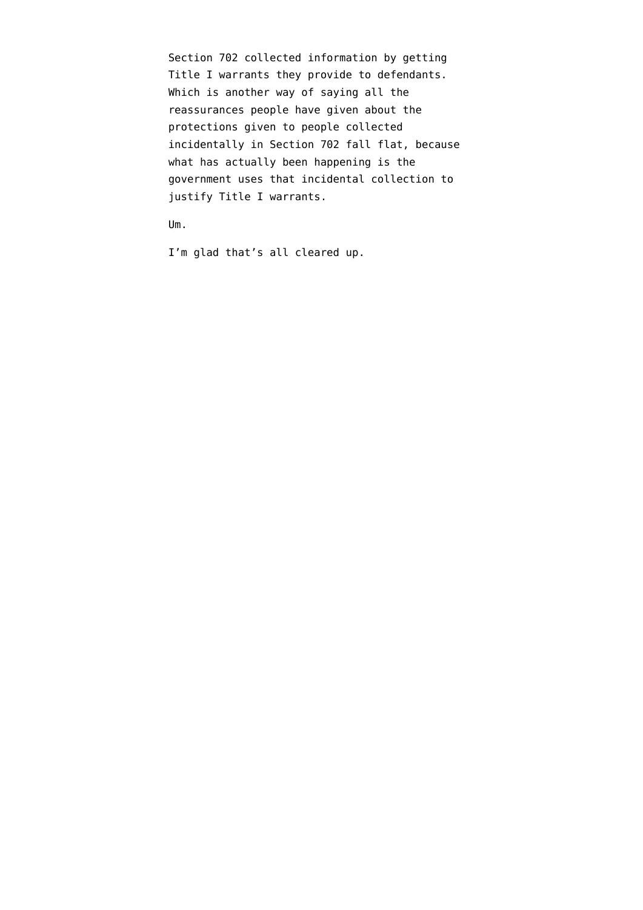Section 702 collected information by getting Title I warrants they provide to defendants. Which is another way of saying all the reassurances people have given about the protections given to people collected incidentally in Section 702 fall flat, because what has actually been happening is the government uses that incidental collection to justify Title I warrants.

Um.

I'm glad that's all cleared up.